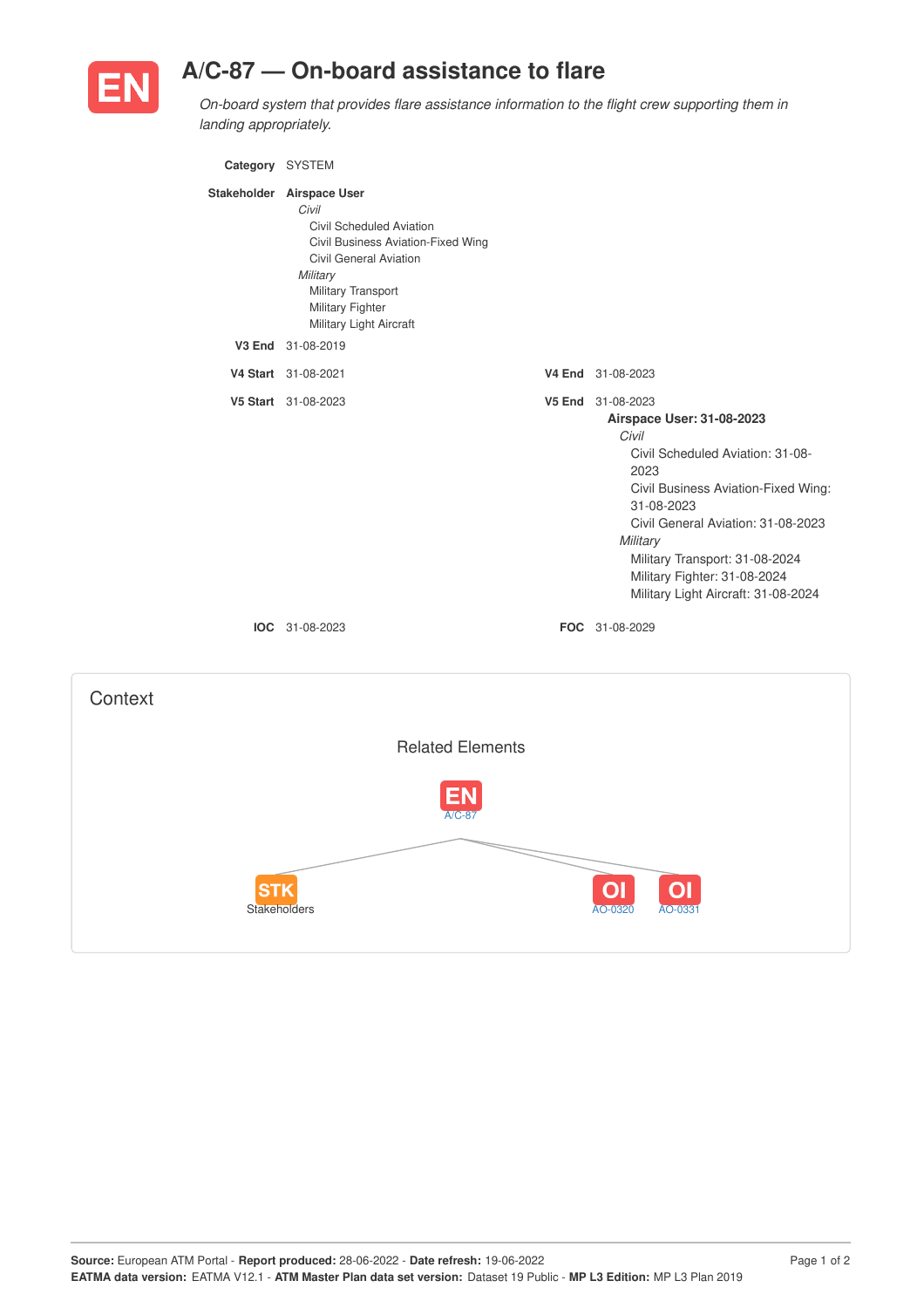# EN A/C-87 — On-board assistance to flare

*On-board system that provides flare assistance information to the flight crew supporting them in landing appropriately.*

**Category** SYSTEM

**Stakeholder** **Airspace User**

*Civil*
- Civil Scheduled Aviation
- Civil Business Aviation-Fixed Wing
- Civil General Aviation

*Military*
- Military Transport
- Military Fighter
- Military Light Aircraft

**V3 End** 31-08-2019

**V4 Start** 31-08-2021

**V4 End** 31-08-2023

**V5 Start** 31-08-2023

**V5 End** 31-08-2023

**Airspace User: 31-08-2023**

*Civil*
- Civil Scheduled Aviation: 31-08-2023
- Civil Business Aviation-Fixed Wing: 31-08-2023
- Civil General Aviation: 31-08-2023

*Military*
- Military Transport: 31-08-2024
- Military Fighter: 31-08-2024
- Military Light Aircraft: 31-08-2024

**IOC** 31-08-2023

**FOC** 31-08-2029

## Context

### Related Elements

- EN A/C-87
  - STK Stakeholders
  - OI AO-0320
  - OI AO-0331

**Source:** European ATM Portal - **Report produced:** 28-06-2022 - **Date refresh:** 19-06-2022
**EATMA data version:** EATMA V12.1 - **ATM Master Plan data set version:** Dataset 19 Public - **MP L3 Edition:** MP L3 Plan 2019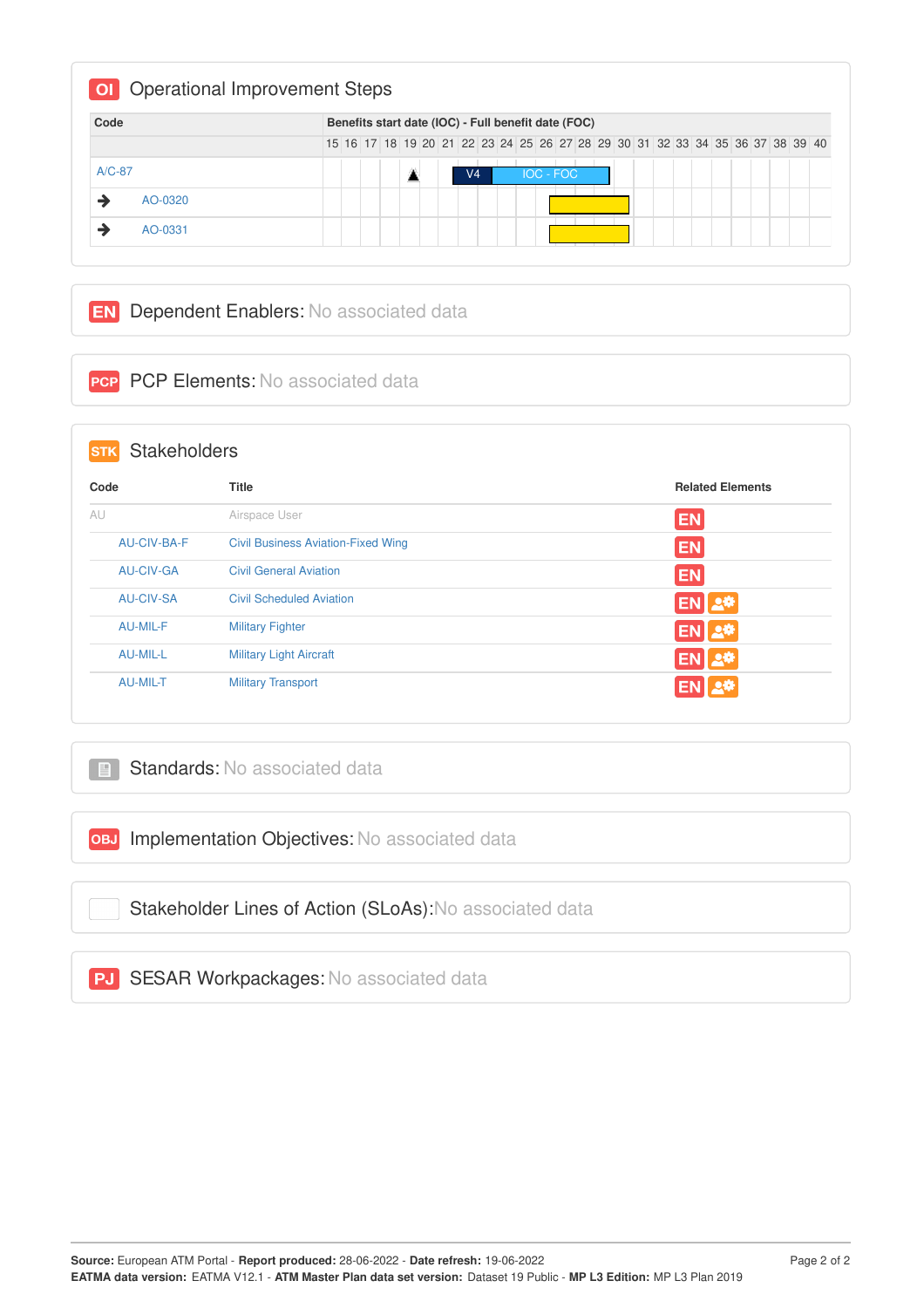## OI Operational Improvement Steps

| Code | Benefits start date (IOC) - Full benefit date (FOC) |
| --- | --- |
| | 15 16 17 18 19 20 21 22 23 24 25 26 27 28 29 30 31 32 33 34 35 36 37 38 39 40 |
| A/C-87 | V4 IOC - FOC |
| → AO-0320 | |
| → AO-0331 | |

## EN Dependent Enablers: No associated data

## PCP PCP Elements: No associated data

## STK Stakeholders

| Code | Title | Related Elements |
| --- | --- | --- |
| AU | Airspace User | EN |
| AU-CIV-BA-F | Civil Business Aviation-Fixed Wing | EN |
| AU-CIV-GA | Civil General Aviation | EN |
| AU-CIV-SA | Civil Scheduled Aviation | EN |
| AU-MIL-F | Military Fighter | EN |
| AU-MIL-L | Military Light Aircraft | EN |
| AU-MIL-T | Military Transport | EN |

## Standards: No associated data

## OBJ Implementation Objectives: No associated data

## Stakeholder Lines of Action (SLoAs): No associated data

## PJ SESAR Workpackages: No associated data

**Source:** European ATM Portal - **Report produced:** 28-06-2022 - **Date refresh:** 19-06-2022
**EATMA data version:** EATMA V12.1 - **ATM Master Plan data set version:** Dataset 19 Public - **MP L3 Edition:** MP L3 Plan 2019